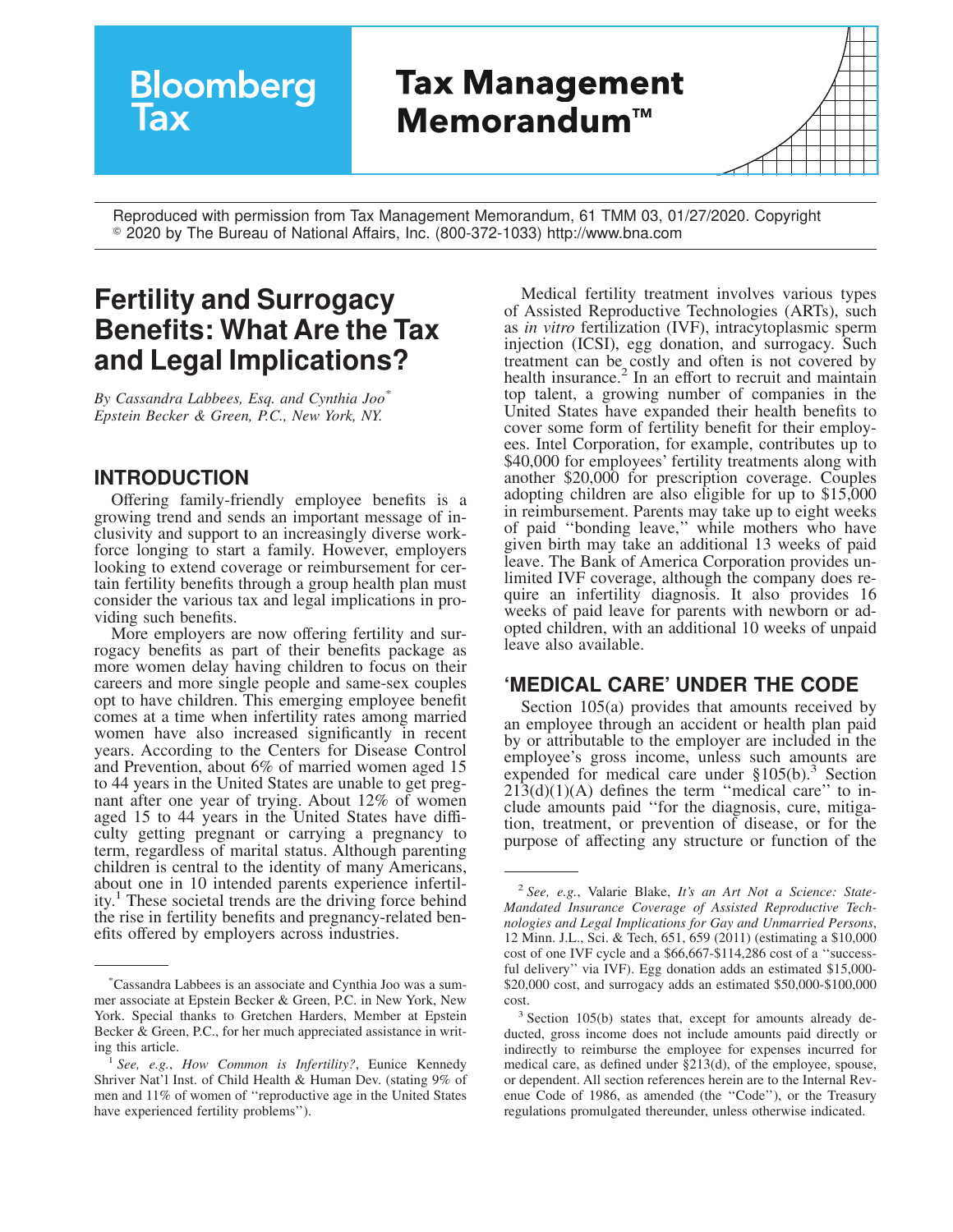Bloomberg Tax

# Tax Management Memorandum™

Reproduced with permission from Tax Management Memorandum, 61 TMM 03, 01/27/2020. Copyright © 2020 by The Bureau of National Affairs, Inc. (800-372-1033) http://www.bna.com

# Fertility and Surrogacy Benefits: What Are the Tax and Legal Implications?

*By Cassandra Labbees, Esq. and Cynthia Joo[*]*
*Epstein Becker & Green, P.C., New York, NY.*

## INTRODUCTION

Offering family-friendly employee benefits is a growing trend and sends an important message of inclusivity and support to an increasingly diverse workforce longing to start a family. However, employers looking to extend coverage or reimbursement for certain fertility benefits through a group health plan must consider the various tax and legal implications in providing such benefits.

More employers are now offering fertility and surrogacy benefits as part of their benefits package as more women delay having children to focus on their careers and more single people and same-sex couples opt to have children. This emerging employee benefit comes at a time when infertility rates among married women have also increased significantly in recent years. According to the Centers for Disease Control and Prevention, about 6% of married women aged 15 to 44 years in the United States are unable to get pregnant after one year of trying. About 12% of women aged 15 to 44 years in the United States have difficulty getting pregnant or carrying a pregnancy to term, regardless of marital status. Although parenting children is central to the identity of many Americans, about one in 10 intended parents experience infertility.[1] These societal trends are the driving force behind the rise in fertility benefits and pregnancy-related benefits offered by employers across industries.

Medical fertility treatment involves various types of Assisted Reproductive Technologies (ARTs), such as *in vitro* fertilization (IVF), intracytoplasmic sperm injection (ICSI), egg donation, and surrogacy. Such treatment can be costly and often is not covered by health insurance.[2] In an effort to recruit and maintain top talent, a growing number of companies in the United States have expanded their health benefits to cover some form of fertility benefit for their employees. Intel Corporation, for example, contributes up to $40,000 for employees' fertility treatments along with another $20,000 for prescription coverage. Couples adopting children are also eligible for up to $15,000 in reimbursement. Parents may take up to eight weeks of paid ''bonding leave,'' while mothers who have given birth may take an additional 13 weeks of paid leave. The Bank of America Corporation provides unlimited IVF coverage, although the company does require an infertility diagnosis. It also provides 16 weeks of paid leave for parents with newborn or adopted children, with an additional 10 weeks of unpaid leave also available.

## 'MEDICAL CARE' UNDER THE CODE

Section 105(a) provides that amounts received by an employee through an accident or health plan paid by or attributable to the employer are included in the employee's gross income, unless such amounts are expended for medical care under §105(b).[3] Section 213(d)(1)(A) defines the term ''medical care'' to include amounts paid ''for the diagnosis, cure, mitigation, treatment, or prevention of disease, or for the purpose of affecting any structure or function of the

---

[*] Cassandra Labbees is an associate and Cynthia Joo was a summer associate at Epstein Becker & Green, P.C. in New York, New York. Special thanks to Gretchen Harders, Member at Epstein Becker & Green, P.C., for her much appreciated assistance in writing this article.

[1] *See, e.g.*, *How Common is Infertility?*, Eunice Kennedy Shriver Nat'l Inst. of Child Health & Human Dev. (stating 9% of men and 11% of women of ''reproductive age in the United States have experienced fertility problems'').

[2] *See, e.g.*, Valarie Blake, *It's an Art Not a Science: State-Mandated Insurance Coverage of Assisted Reproductive Technologies and Legal Implications for Gay and Unmarried Persons*, 12 Minn. J.L., Sci. & Tech, 651, 659 (2011) (estimating a $10,000 cost of one IVF cycle and a $66,667-$114,286 cost of a ''successful delivery'' via IVF). Egg donation adds an estimated $15,000-$20,000 cost, and surrogacy adds an estimated $50,000-$100,000 cost.

[3] Section 105(b) states that, except for amounts already deducted, gross income does not include amounts paid directly or indirectly to reimburse the employee for expenses incurred for medical care, as defined under §213(d), of the employee, spouse, or dependent. All section references herein are to the Internal Revenue Code of 1986, as amended (the ''Code''), or the Treasury regulations promulgated thereunder, unless otherwise indicated.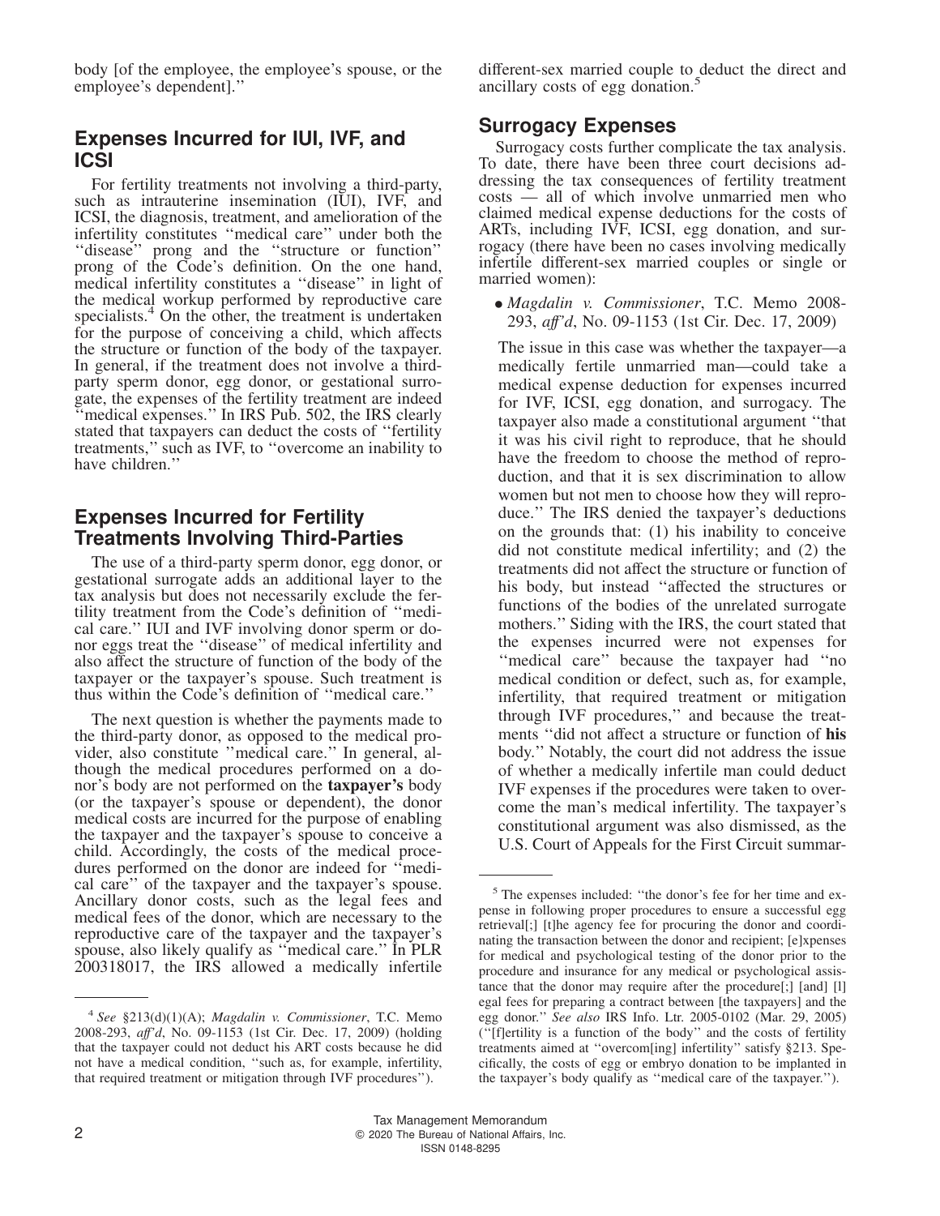body [of the employee, the employee's spouse, or the employee's dependent].''

## Expenses Incurred for IUI, IVF, and ICSI

For fertility treatments not involving a third-party, such as intrauterine insemination (IUI), IVF, and ICSI, the diagnosis, treatment, and amelioration of the infertility constitutes ''medical care'' under both the ''disease'' prong and the ''structure or function'' prong of the Code's definition. On the one hand, medical infertility constitutes a ''disease'' in light of the medical workup performed by reproductive care specialists.[4] On the other, the treatment is undertaken for the purpose of conceiving a child, which affects the structure or function of the body of the taxpayer. In general, if the treatment does not involve a third-party sperm donor, egg donor, or gestational surrogate, the expenses of the fertility treatment are indeed ''medical expenses.'' In IRS Pub. 502, the IRS clearly stated that taxpayers can deduct the costs of ''fertility treatments,'' such as IVF, to ''overcome an inability to have children.''

## Expenses Incurred for Fertility Treatments Involving Third-Parties

The use of a third-party sperm donor, egg donor, or gestational surrogate adds an additional layer to the tax analysis but does not necessarily exclude the fertility treatment from the Code's definition of ''medical care.'' IUI and IVF involving donor sperm or donor eggs treat the ''disease'' of medical infertility and also affect the structure of function of the body of the taxpayer or the taxpayer's spouse. Such treatment is thus within the Code's definition of ''medical care.''

The next question is whether the payments made to the third-party donor, as opposed to the medical provider, also constitute ''medical care.'' In general, although the medical procedures performed on a donor's body are not performed on the **taxpayer's** body (or the taxpayer's spouse or dependent), the donor medical costs are incurred for the purpose of enabling the taxpayer and the taxpayer's spouse to conceive a child. Accordingly, the costs of the medical procedures performed on the donor are indeed for ''medical care'' of the taxpayer and the taxpayer's spouse. Ancillary donor costs, such as the legal fees and medical fees of the donor, which are necessary to the reproductive care of the taxpayer and the taxpayer's spouse, also likely qualify as ''medical care.'' In PLR 200318017, the IRS allowed a medically infertile different-sex married couple to deduct the direct and ancillary costs of egg donation.[5]

## Surrogacy Expenses

Surrogacy costs further complicate the tax analysis. To date, there have been three court decisions addressing the tax consequences of fertility treatment costs — all of which involve unmarried men who claimed medical expense deductions for the costs of ARTs, including IVF, ICSI, egg donation, and surrogacy (there have been no cases involving medically infertile different-sex married couples or single or married women):

- *Magdalin v. Commissioner*, T.C. Memo 2008-293, *aff'd*, No. 09-1153 (1st Cir. Dec. 17, 2009)

The issue in this case was whether the taxpayer—a medically fertile unmarried man—could take a medical expense deduction for expenses incurred for IVF, ICSI, egg donation, and surrogacy. The taxpayer also made a constitutional argument ''that it was his civil right to reproduce, that he should have the freedom to choose the method of reproduction, and that it is sex discrimination to allow women but not men to choose how they will reproduce.'' The IRS denied the taxpayer's deductions on the grounds that: (1) his inability to conceive did not constitute medical infertility; and (2) the treatments did not affect the structure or function of his body, but instead ''affected the structures or functions of the bodies of the unrelated surrogate mothers.'' Siding with the IRS, the court stated that the expenses incurred were not expenses for ''medical care'' because the taxpayer had ''no medical condition or defect, such as, for example, infertility, that required treatment or mitigation through IVF procedures,'' and because the treatments ''did not affect a structure or function of **his** body.'' Notably, the court did not address the issue of whether a medically infertile man could deduct IVF expenses if the procedures were taken to overcome the man's medical infertility. The taxpayer's constitutional argument was also dismissed, as the U.S. Court of Appeals for the First Circuit summar-

---

[4] *See* §213(d)(1)(A); *Magdalin v. Commissioner*, T.C. Memo 2008-293, *aff'd*, No. 09-1153 (1st Cir. Dec. 17, 2009) (holding that the taxpayer could not deduct his ART costs because he did not have a medical condition, ''such as, for example, infertility, that required treatment or mitigation through IVF procedures'').

[5] The expenses included: ''the donor's fee for her time and expense in following proper procedures to ensure a successful egg retrieval[;] [t]he agency fee for procuring the donor and coordinating the transaction between the donor and recipient; [e]xpenses for medical and psychological testing of the donor prior to the procedure and insurance for any medical or psychological assistance that the donor may require after the procedure[;] [and] [l]egal fees for preparing a contract between [the taxpayers] and the egg donor.'' *See also* IRS Info. Ltr. 2005-0102 (Mar. 29, 2005) (''[f]ertility is a function of the body'' and the costs of fertility treatments aimed at ''overcom[ing] infertility'' satisfy §213. Specifically, the costs of egg or embryo donation to be implanted in the taxpayer's body qualify as ''medical care of the taxpayer.'').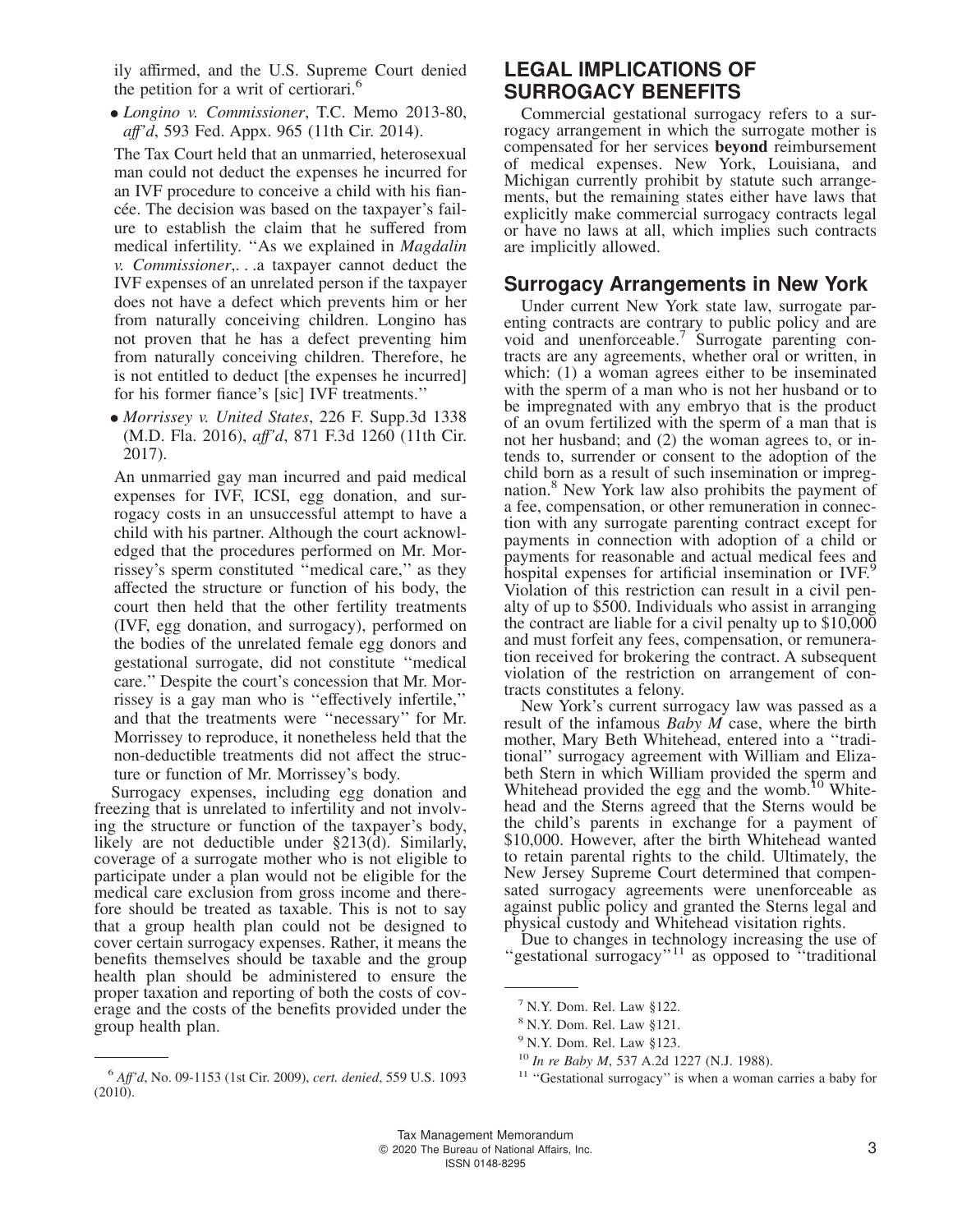ily affirmed, and the U.S. Supreme Court denied the petition for a writ of certiorari.[6]

- *Longino v. Commissioner*, T.C. Memo 2013-80, *aff'd*, 593 Fed. Appx. 965 (11th Cir. 2014).

The Tax Court held that an unmarried, heterosexual man could not deduct the expenses he incurred for an IVF procedure to conceive a child with his fiancée. The decision was based on the taxpayer's failure to establish the claim that he suffered from medical infertility. ''As we explained in *Magdalin v. Commissioner*,. . .a taxpayer cannot deduct the IVF expenses of an unrelated person if the taxpayer does not have a defect which prevents him or her from naturally conceiving children. Longino has not proven that he has a defect preventing him from naturally conceiving children. Therefore, he is not entitled to deduct [the expenses he incurred] for his former fiance's [sic] IVF treatments.''

- *Morrissey v. United States*, 226 F. Supp.3d 1338 (M.D. Fla. 2016), *aff'd*, 871 F.3d 1260 (11th Cir. 2017).

An unmarried gay man incurred and paid medical expenses for IVF, ICSI, egg donation, and surrogacy costs in an unsuccessful attempt to have a child with his partner. Although the court acknowledged that the procedures performed on Mr. Morrissey's sperm constituted ''medical care,'' as they affected the structure or function of his body, the court then held that the other fertility treatments (IVF, egg donation, and surrogacy), performed on the bodies of the unrelated female egg donors and gestational surrogate, did not constitute ''medical care.'' Despite the court's concession that Mr. Morrissey is a gay man who is ''effectively infertile,'' and that the treatments were ''necessary'' for Mr. Morrissey to reproduce, it nonetheless held that the non-deductible treatments did not affect the structure or function of Mr. Morrissey's body.

Surrogacy expenses, including egg donation and freezing that is unrelated to infertility and not involving the structure or function of the taxpayer's body, likely are not deductible under §213(d). Similarly, coverage of a surrogate mother who is not eligible to participate under a plan would not be eligible for the medical care exclusion from gross income and therefore should be treated as taxable. This is not to say that a group health plan could not be designed to cover certain surrogacy expenses. Rather, it means the benefits themselves should be taxable and the group health plan should be administered to ensure the proper taxation and reporting of both the costs of coverage and the costs of the benefits provided under the group health plan.

## LEGAL IMPLICATIONS OF SURROGACY BENEFITS

Commercial gestational surrogacy refers to a surrogacy arrangement in which the surrogate mother is compensated for her services **beyond** reimbursement of medical expenses. New York, Louisiana, and Michigan currently prohibit by statute such arrangements, but the remaining states either have laws that explicitly make commercial surrogacy contracts legal or have no laws at all, which implies such contracts are implicitly allowed.

### Surrogacy Arrangements in New York

Under current New York state law, surrogate parenting contracts are contrary to public policy and are void and unenforceable.[7] Surrogate parenting contracts are any agreements, whether oral or written, in which: (1) a woman agrees either to be inseminated with the sperm of a man who is not her husband or to be impregnated with any embryo that is the product of an ovum fertilized with the sperm of a man that is not her husband; and (2) the woman agrees to, or intends to, surrender or consent to the adoption of the child born as a result of such insemination or impregnation.[8] New York law also prohibits the payment of a fee, compensation, or other remuneration in connection with any surrogate parenting contract except for payments in connection with adoption of a child or payments for reasonable and actual medical fees and hospital expenses for artificial insemination or IVF.[9] Violation of this restriction can result in a civil penalty of up to $500. Individuals who assist in arranging the contract are liable for a civil penalty up to $10,000 and must forfeit any fees, compensation, or remuneration received for brokering the contract. A subsequent violation of the restriction on arrangement of contracts constitutes a felony.

New York's current surrogacy law was passed as a result of the infamous *Baby M* case, where the birth mother, Mary Beth Whitehead, entered into a ''traditional'' surrogacy agreement with William and Elizabeth Stern in which William provided the sperm and Whitehead provided the egg and the womb.[10] Whitehead and the Sterns agreed that the Sterns would be the child's parents in exchange for a payment of $10,000. However, after the birth Whitehead wanted to retain parental rights to the child. Ultimately, the New Jersey Supreme Court determined that compensated surrogacy agreements were unenforceable as against public policy and granted the Sterns legal and physical custody and Whitehead visitation rights.

Due to changes in technology increasing the use of ''gestational surrogacy''[11] as opposed to ''traditional

---

[6] *Aff'd*, No. 09-1153 (1st Cir. 2009), *cert. denied*, 559 U.S. 1093 (2010).

[7] N.Y. Dom. Rel. Law §122.

[8] N.Y. Dom. Rel. Law §121.

[9] N.Y. Dom. Rel. Law §123.

[10] *In re Baby M*, 537 A.2d 1227 (N.J. 1988).

[11] ''Gestational surrogacy'' is when a woman carries a baby for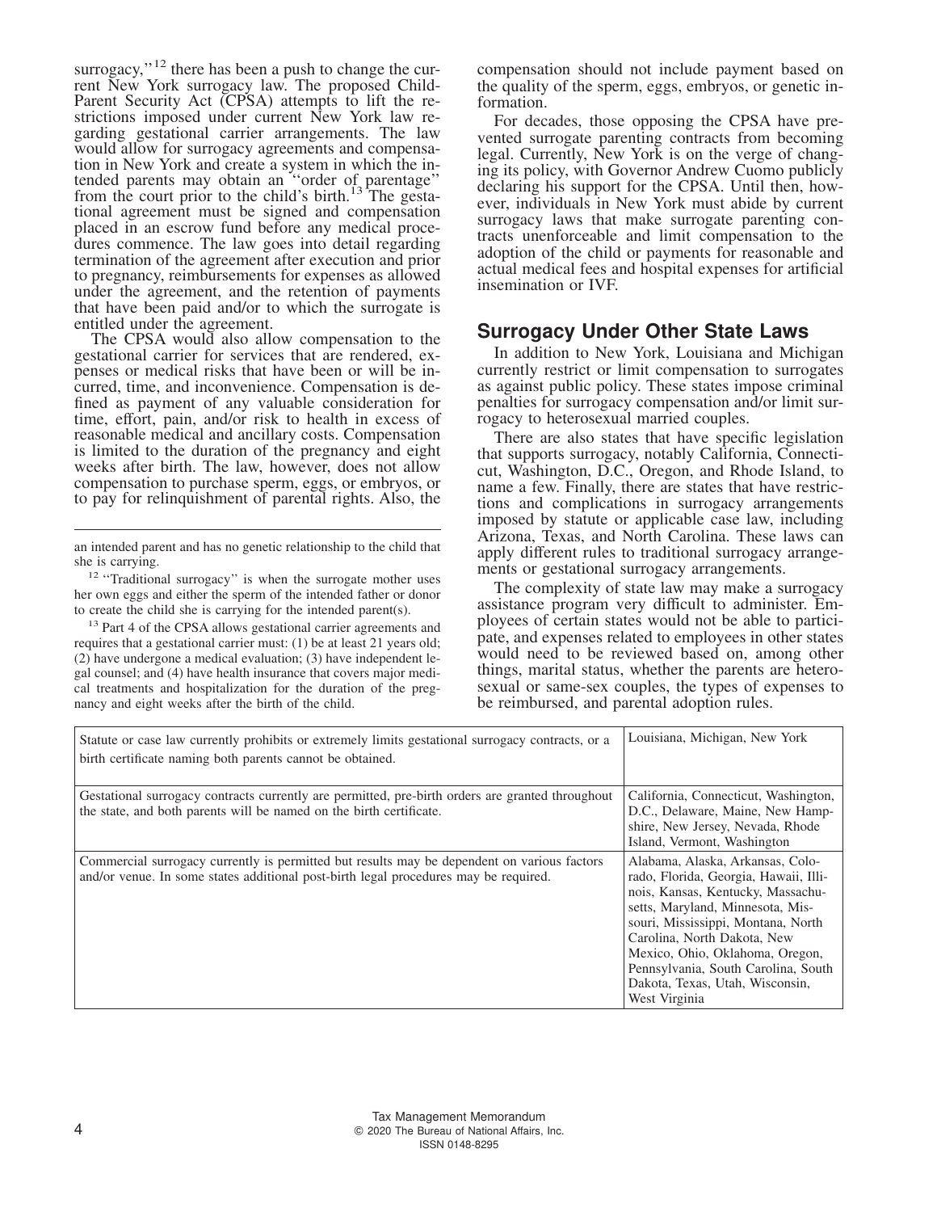surrogacy,"[12] there has been a push to change the current New York surrogacy law. The proposed Child-Parent Security Act (CPSA) attempts to lift the restrictions imposed under current New York law regarding gestational carrier arrangements. The law would allow for surrogacy agreements and compensation in New York and create a system in which the intended parents may obtain an "order of parentage" from the court prior to the child's birth.[13] The gestational agreement must be signed and compensation placed in an escrow fund before any medical procedures commence. The law goes into detail regarding termination of the agreement after execution and prior to pregnancy, reimbursements for expenses as allowed under the agreement, and the retention of payments that have been paid and/or to which the surrogate is entitled under the agreement.

The CPSA would also allow compensation to the gestational carrier for services that are rendered, expenses or medical risks that have been or will be incurred, time, and inconvenience. Compensation is defined as payment of any valuable consideration for time, effort, pain, and/or risk to health in excess of reasonable medical and ancillary costs. Compensation is limited to the duration of the pregnancy and eight weeks after birth. The law, however, does not allow compensation to purchase sperm, eggs, or embryos, or to pay for relinquishment of parental rights. Also, the compensation should not include payment based on the quality of the sperm, eggs, embryos, or genetic information.

For decades, those opposing the CPSA have prevented surrogate parenting contracts from becoming legal. Currently, New York is on the verge of changing its policy, with Governor Andrew Cuomo publicly declaring his support for the CPSA. Until then, however, individuals in New York must abide by current surrogacy laws that make surrogate parenting contracts unenforceable and limit compensation to the adoption of the child or payments for reasonable and actual medical fees and hospital expenses for artificial insemination or IVF.

## Surrogacy Under Other State Laws

In addition to New York, Louisiana and Michigan currently restrict or limit compensation to surrogates as against public policy. These states impose criminal penalties for surrogacy compensation and/or limit surrogacy to heterosexual married couples.

There are also states that have specific legislation that supports surrogacy, notably California, Connecticut, Washington, D.C., Oregon, and Rhode Island, to name a few. Finally, there are states that have restrictions and complications in surrogacy arrangements imposed by statute or applicable case law, including Arizona, Texas, and North Carolina. These laws can apply different rules to traditional surrogacy arrangements or gestational surrogacy arrangements.

The complexity of state law may make a surrogacy assistance program very difficult to administer. Employees of certain states would not be able to participate, and expenses related to employees in other states would need to be reviewed based on, among other things, marital status, whether the parents are heterosexual or same-sex couples, the types of expenses to be reimbursed, and parental adoption rules.

| | |
|---|---|
| Statute or case law currently prohibits or extremely limits gestational surrogacy contracts, or a birth certificate naming both parents cannot be obtained. | Louisiana, Michigan, New York |
| Gestational surrogacy contracts currently are permitted, pre-birth orders are granted throughout the state, and both parents will be named on the birth certificate. | California, Connecticut, Washington, D.C., Delaware, Maine, New Hampshire, New Jersey, Nevada, Rhode Island, Vermont, Washington |
| Commercial surrogacy currently is permitted but results may be dependent on various factors and/or venue. In some states additional post-birth legal procedures may be required. | Alabama, Alaska, Arkansas, Colorado, Florida, Georgia, Hawaii, Illinois, Kansas, Kentucky, Massachusetts, Maryland, Minnesota, Missouri, Mississippi, Montana, North Carolina, North Dakota, New Mexico, Ohio, Oklahoma, Oregon, Pennsylvania, South Carolina, South Dakota, Texas, Utah, Wisconsin, West Virginia |

an intended parent and has no genetic relationship to the child that she is carrying.

[12] "Traditional surrogacy" is when the surrogate mother uses her own eggs and either the sperm of the intended father or donor to create the child she is carrying for the intended parent(s).

[13] Part 4 of the CPSA allows gestational carrier agreements and requires that a gestational carrier must: (1) be at least 21 years old; (2) have undergone a medical evaluation; (3) have independent legal counsel; and (4) have health insurance that covers major medical treatments and hospitalization for the duration of the pregnancy and eight weeks after the birth of the child.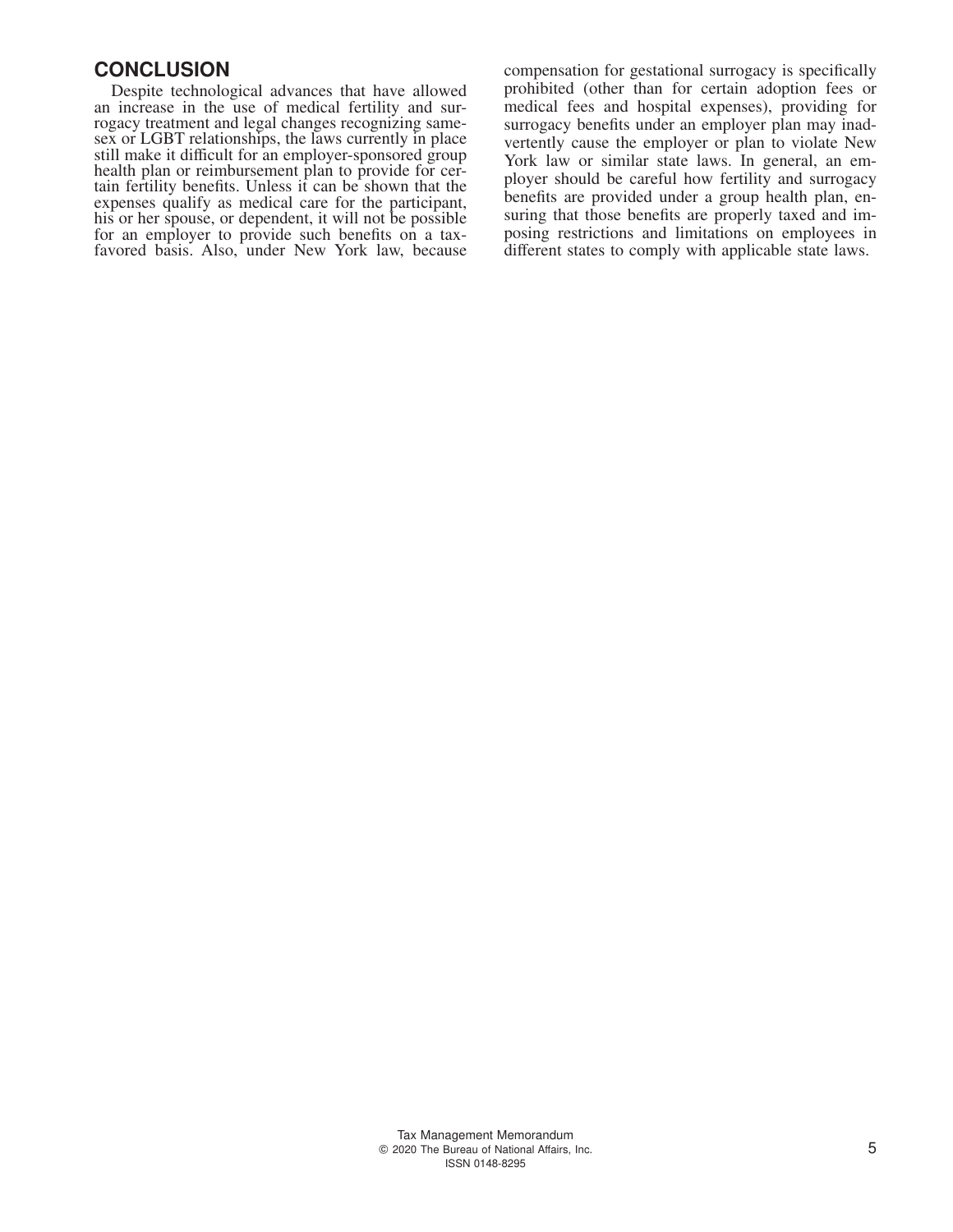## CONCLUSION

Despite technological advances that have allowed an increase in the use of medical fertility and surrogacy treatment and legal changes recognizing same-sex or LGBT relationships, the laws currently in place still make it difficult for an employer-sponsored group health plan or reimbursement plan to provide for certain fertility benefits. Unless it can be shown that the expenses qualify as medical care for the participant, his or her spouse, or dependent, it will not be possible for an employer to provide such benefits on a tax-favored basis. Also, under New York law, because compensation for gestational surrogacy is specifically prohibited (other than for certain adoption fees or medical fees and hospital expenses), providing for surrogacy benefits under an employer plan may inadvertently cause the employer or plan to violate New York law or similar state laws. In general, an employer should be careful how fertility and surrogacy benefits are provided under a group health plan, ensuring that those benefits are properly taxed and imposing restrictions and limitations on employees in different states to comply with applicable state laws.